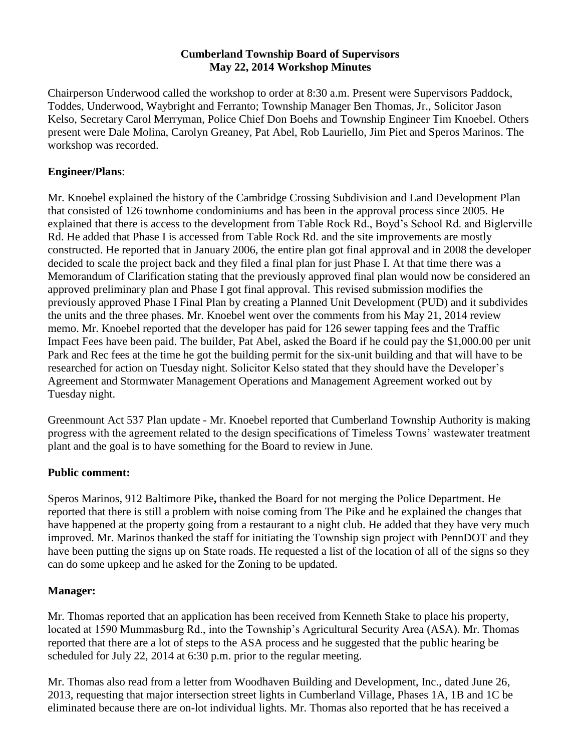**Cumberland Township Board of Supervisors**
**May 22, 2014 Workshop Minutes**

Chairperson Underwood called the workshop to order at 8:30 a.m. Present were Supervisors Paddock, Toddes, Underwood, Waybright and Ferranto; Township Manager Ben Thomas, Jr., Solicitor Jason Kelso, Secretary Carol Merryman, Police Chief Don Boehs and Township Engineer Tim Knoebel. Others present were Dale Molina, Carolyn Greaney, Pat Abel, Rob Lauriello, Jim Piet and Speros Marinos. The workshop was recorded.

**Engineer/Plans**:

Mr. Knoebel explained the history of the Cambridge Crossing Subdivision and Land Development Plan that consisted of 126 townhome condominiums and has been in the approval process since 2005. He explained that there is access to the development from Table Rock Rd., Boyd's School Rd. and Biglerville Rd. He added that Phase I is accessed from Table Rock Rd. and the site improvements are mostly constructed. He reported that in January 2006, the entire plan got final approval and in 2008 the developer decided to scale the project back and they filed a final plan for just Phase I. At that time there was a Memorandum of Clarification stating that the previously approved final plan would now be considered an approved preliminary plan and Phase I got final approval. This revised submission modifies the previously approved Phase I Final Plan by creating a Planned Unit Development (PUD) and it subdivides the units and the three phases. Mr. Knoebel went over the comments from his May 21, 2014 review memo. Mr. Knoebel reported that the developer has paid for 126 sewer tapping fees and the Traffic Impact Fees have been paid. The builder, Pat Abel, asked the Board if he could pay the $1,000.00 per unit Park and Rec fees at the time he got the building permit for the six-unit building and that will have to be researched for action on Tuesday night. Solicitor Kelso stated that they should have the Developer's Agreement and Stormwater Management Operations and Management Agreement worked out by Tuesday night.

Greenmount Act 537 Plan update - Mr. Knoebel reported that Cumberland Township Authority is making progress with the agreement related to the design specifications of Timeless Towns' wastewater treatment plant and the goal is to have something for the Board to review in June.

**Public comment:**

Speros Marinos, 912 Baltimore Pike**,** thanked the Board for not merging the Police Department. He reported that there is still a problem with noise coming from The Pike and he explained the changes that have happened at the property going from a restaurant to a night club. He added that they have very much improved. Mr. Marinos thanked the staff for initiating the Township sign project with PennDOT and they have been putting the signs up on State roads. He requested a list of the location of all of the signs so they can do some upkeep and he asked for the Zoning to be updated.

**Manager:**

Mr. Thomas reported that an application has been received from Kenneth Stake to place his property, located at 1590 Mummasburg Rd., into the Township's Agricultural Security Area (ASA). Mr. Thomas reported that there are a lot of steps to the ASA process and he suggested that the public hearing be scheduled for July 22, 2014 at 6:30 p.m. prior to the regular meeting.

Mr. Thomas also read from a letter from Woodhaven Building and Development, Inc., dated June 26, 2013, requesting that major intersection street lights in Cumberland Village, Phases 1A, 1B and 1C be eliminated because there are on-lot individual lights. Mr. Thomas also reported that he has received a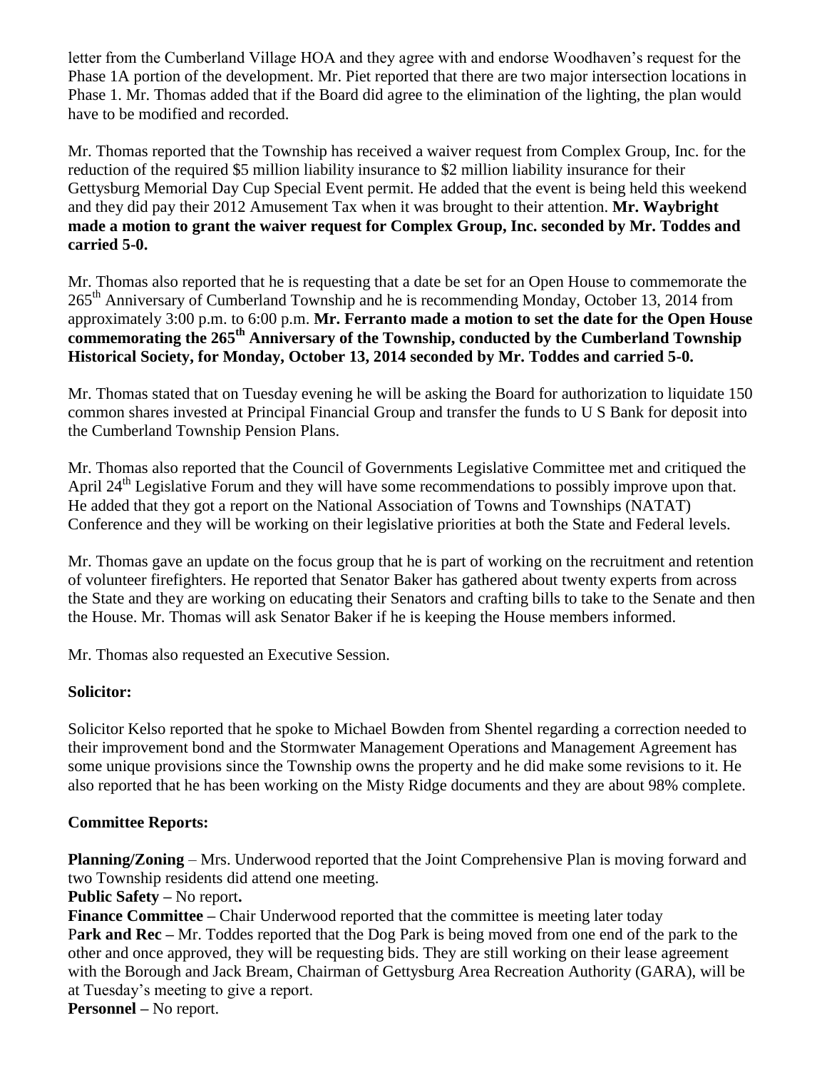letter from the Cumberland Village HOA and they agree with and endorse Woodhaven's request for the Phase 1A portion of the development. Mr. Piet reported that there are two major intersection locations in Phase 1. Mr. Thomas added that if the Board did agree to the elimination of the lighting, the plan would have to be modified and recorded.

Mr. Thomas reported that the Township has received a waiver request from Complex Group, Inc. for the reduction of the required \$5 million liability insurance to \$2 million liability insurance for their Gettysburg Memorial Day Cup Special Event permit. He added that the event is being held this weekend and they did pay their 2012 Amusement Tax when it was brought to their attention. **Mr. Waybright made a motion to grant the waiver request for Complex Group, Inc. seconded by Mr. Toddes and carried 5-0.**

Mr. Thomas also reported that he is requesting that a date be set for an Open House to commemorate the 265th Anniversary of Cumberland Township and he is recommending Monday, October 13, 2014 from approximately 3:00 p.m. to 6:00 p.m. **Mr. Ferranto made a motion to set the date for the Open House commemorating the 265th Anniversary of the Township, conducted by the Cumberland Township Historical Society, for Monday, October 13, 2014 seconded by Mr. Toddes and carried 5-0.**

Mr. Thomas stated that on Tuesday evening he will be asking the Board for authorization to liquidate 150 common shares invested at Principal Financial Group and transfer the funds to U S Bank for deposit into the Cumberland Township Pension Plans.

Mr. Thomas also reported that the Council of Governments Legislative Committee met and critiqued the April 24th Legislative Forum and they will have some recommendations to possibly improve upon that. He added that they got a report on the National Association of Towns and Townships (NATAT) Conference and they will be working on their legislative priorities at both the State and Federal levels.

Mr. Thomas gave an update on the focus group that he is part of working on the recruitment and retention of volunteer firefighters. He reported that Senator Baker has gathered about twenty experts from across the State and they are working on educating their Senators and crafting bills to take to the Senate and then the House. Mr. Thomas will ask Senator Baker if he is keeping the House members informed.

Mr. Thomas also requested an Executive Session.

**Solicitor:**

Solicitor Kelso reported that he spoke to Michael Bowden from Shentel regarding a correction needed to their improvement bond and the Stormwater Management Operations and Management Agreement has some unique provisions since the Township owns the property and he did make some revisions to it. He also reported that he has been working on the Misty Ridge documents and they are about 98% complete.

**Committee Reports:**

**Planning/Zoning** – Mrs. Underwood reported that the Joint Comprehensive Plan is moving forward and two Township residents did attend one meeting.

**Public Safety –** No report**.**

**Finance Committee –** Chair Underwood reported that the committee is meeting later today

P**ark and Rec –** Mr. Toddes reported that the Dog Park is being moved from one end of the park to the other and once approved, they will be requesting bids. They are still working on their lease agreement with the Borough and Jack Bream, Chairman of Gettysburg Area Recreation Authority (GARA), will be at Tuesday's meeting to give a report.

**Personnel –** No report.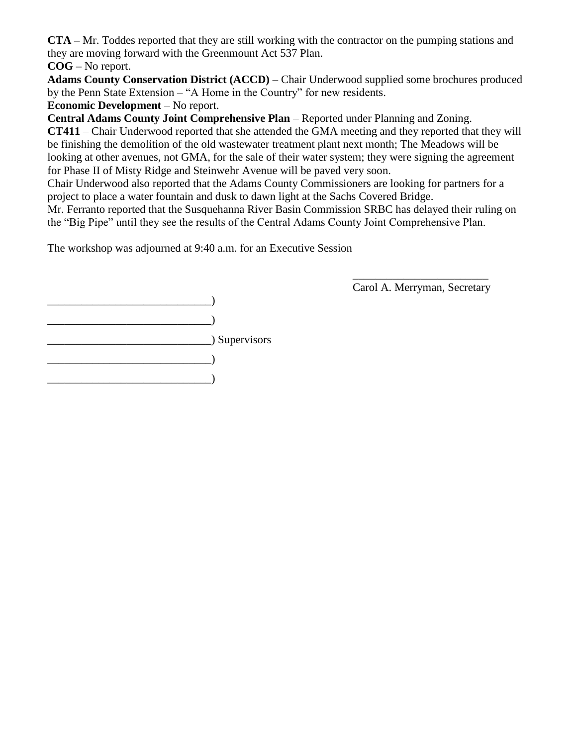**CTA –** Mr. Toddes reported that they are still working with the contractor on the pumping stations and they are moving forward with the Greenmount Act 537 Plan.

**COG –** No report.

**Adams County Conservation District (ACCD)** – Chair Underwood supplied some brochures produced by the Penn State Extension – "A Home in the Country" for new residents.

**Economic Development** – No report.

**Central Adams County Joint Comprehensive Plan** – Reported under Planning and Zoning.

**CT411** – Chair Underwood reported that she attended the GMA meeting and they reported that they will be finishing the demolition of the old wastewater treatment plant next month; The Meadows will be looking at other avenues, not GMA, for the sale of their water system; they were signing the agreement for Phase II of Misty Ridge and Steinwehr Avenue will be paved very soon.

Chair Underwood also reported that the Adams County Commissioners are looking for partners for a project to place a water fountain and dusk to dawn light at the Sachs Covered Bridge.

Mr. Ferranto reported that the Susquehanna River Basin Commission SRBC has delayed their ruling on the "Big Pipe" until they see the results of the Central Adams County Joint Comprehensive Plan.

The workshop was adjourned at 9:40 a.m. for an Executive Session

________________________
Carol A. Merryman, Secretary

_____________________________)
_____________________________)
_____________________________) Supervisors
_____________________________)
_____________________________)